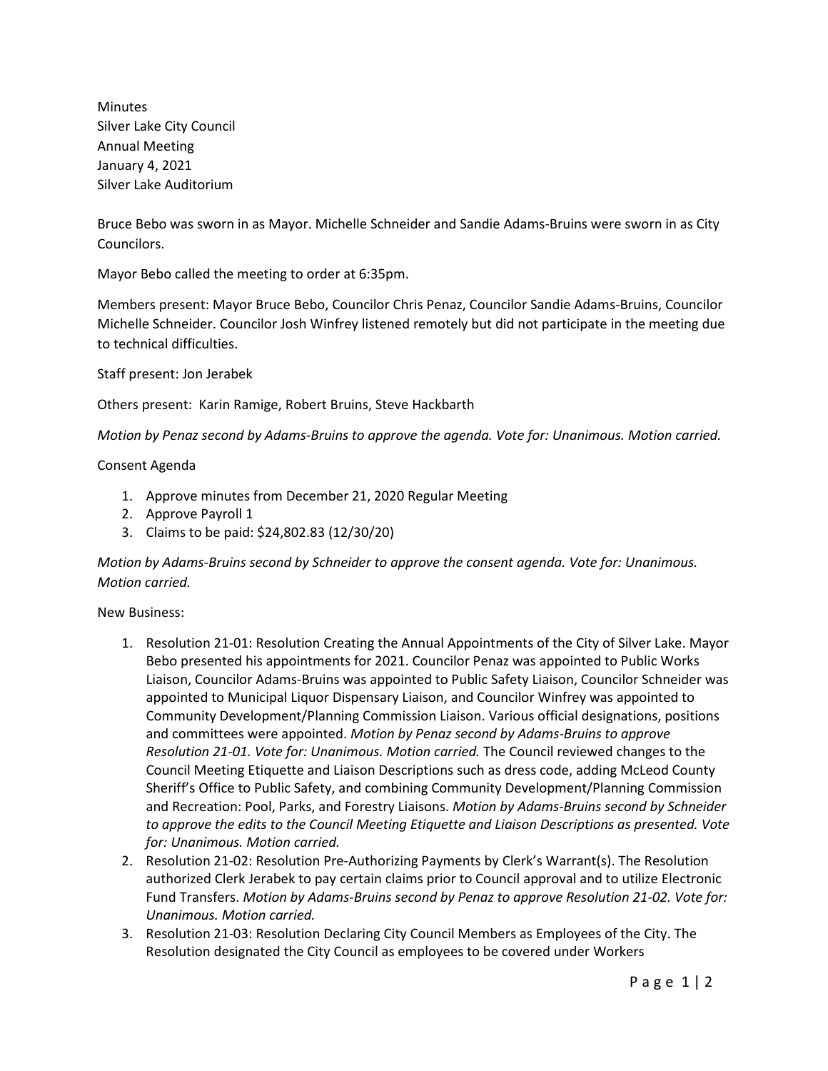Minutes
Silver Lake City Council
Annual Meeting
January 4, 2021
Silver Lake Auditorium

Bruce Bebo was sworn in as Mayor. Michelle Schneider and Sandie Adams-Bruins were sworn in as City Councilors.

Mayor Bebo called the meeting to order at 6:35pm.

Members present: Mayor Bruce Bebo, Councilor Chris Penaz, Councilor Sandie Adams-Bruins, Councilor Michelle Schneider. Councilor Josh Winfrey listened remotely but did not participate in the meeting due to technical difficulties.

Staff present: Jon Jerabek

Others present: Karin Ramige, Robert Bruins, Steve Hackbarth

*Motion by Penaz second by Adams-Bruins to approve the agenda. Vote for: Unanimous. Motion carried.*

Consent Agenda

1. Approve minutes from December 21, 2020 Regular Meeting
2. Approve Payroll 1
3. Claims to be paid: $24,802.83 (12/30/20)

*Motion by Adams-Bruins second by Schneider to approve the consent agenda. Vote for: Unanimous. Motion carried.*

New Business:

1. Resolution 21-01: Resolution Creating the Annual Appointments of the City of Silver Lake. Mayor Bebo presented his appointments for 2021. Councilor Penaz was appointed to Public Works Liaison, Councilor Adams-Bruins was appointed to Public Safety Liaison, Councilor Schneider was appointed to Municipal Liquor Dispensary Liaison, and Councilor Winfrey was appointed to Community Development/Planning Commission Liaison. Various official designations, positions and committees were appointed. *Motion by Penaz second by Adams-Bruins to approve Resolution 21-01. Vote for: Unanimous. Motion carried.* The Council reviewed changes to the Council Meeting Etiquette and Liaison Descriptions such as dress code, adding McLeod County Sheriff's Office to Public Safety, and combining Community Development/Planning Commission and Recreation: Pool, Parks, and Forestry Liaisons. *Motion by Adams-Bruins second by Schneider to approve the edits to the Council Meeting Etiquette and Liaison Descriptions as presented. Vote for: Unanimous. Motion carried.*
2. Resolution 21-02: Resolution Pre-Authorizing Payments by Clerk's Warrant(s). The Resolution authorized Clerk Jerabek to pay certain claims prior to Council approval and to utilize Electronic Fund Transfers. *Motion by Adams-Bruins second by Penaz to approve Resolution 21-02. Vote for: Unanimous. Motion carried.*
3. Resolution 21-03: Resolution Declaring City Council Members as Employees of the City. The Resolution designated the City Council as employees to be covered under Workers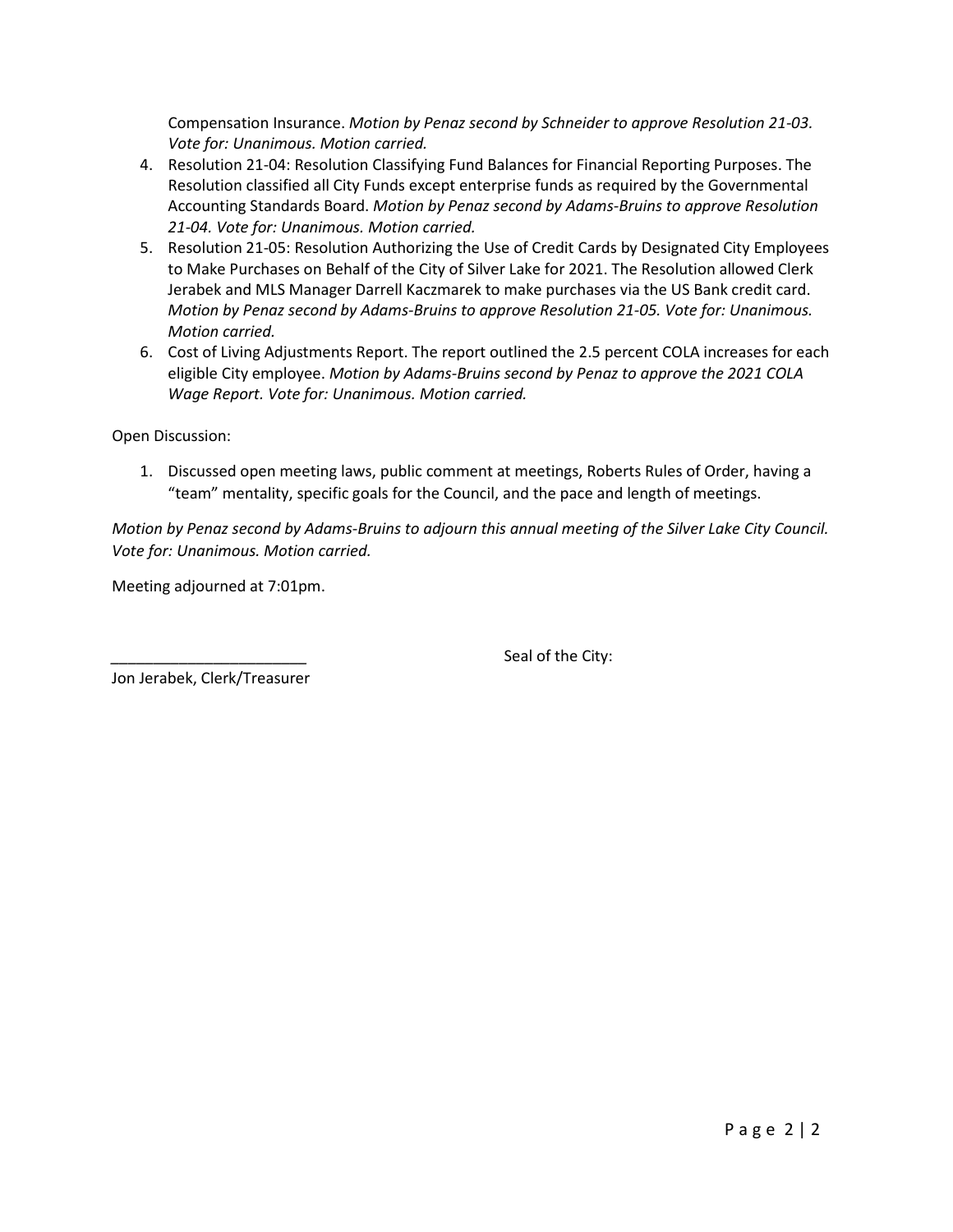Compensation Insurance. *Motion by Penaz second by Schneider to approve Resolution 21-03. Vote for: Unanimous. Motion carried.*

4. Resolution 21-04: Resolution Classifying Fund Balances for Financial Reporting Purposes. The Resolution classified all City Funds except enterprise funds as required by the Governmental Accounting Standards Board. *Motion by Penaz second by Adams-Bruins to approve Resolution 21-04. Vote for: Unanimous. Motion carried.*
5. Resolution 21-05: Resolution Authorizing the Use of Credit Cards by Designated City Employees to Make Purchases on Behalf of the City of Silver Lake for 2021. The Resolution allowed Clerk Jerabek and MLS Manager Darrell Kaczmarek to make purchases via the US Bank credit card. *Motion by Penaz second by Adams-Bruins to approve Resolution 21-05. Vote for: Unanimous. Motion carried.*
6. Cost of Living Adjustments Report. The report outlined the 2.5 percent COLA increases for each eligible City employee. *Motion by Adams-Bruins second by Penaz to approve the 2021 COLA Wage Report. Vote for: Unanimous. Motion carried.*

Open Discussion:

1. Discussed open meeting laws, public comment at meetings, Roberts Rules of Order, having a "team" mentality, specific goals for the Council, and the pace and length of meetings.

*Motion by Penaz second by Adams-Bruins to adjourn this annual meeting of the Silver Lake City Council. Vote for: Unanimous. Motion carried.*

Meeting adjourned at 7:01pm.

_______________________ Seal of the City:

Jon Jerabek, Clerk/Treasurer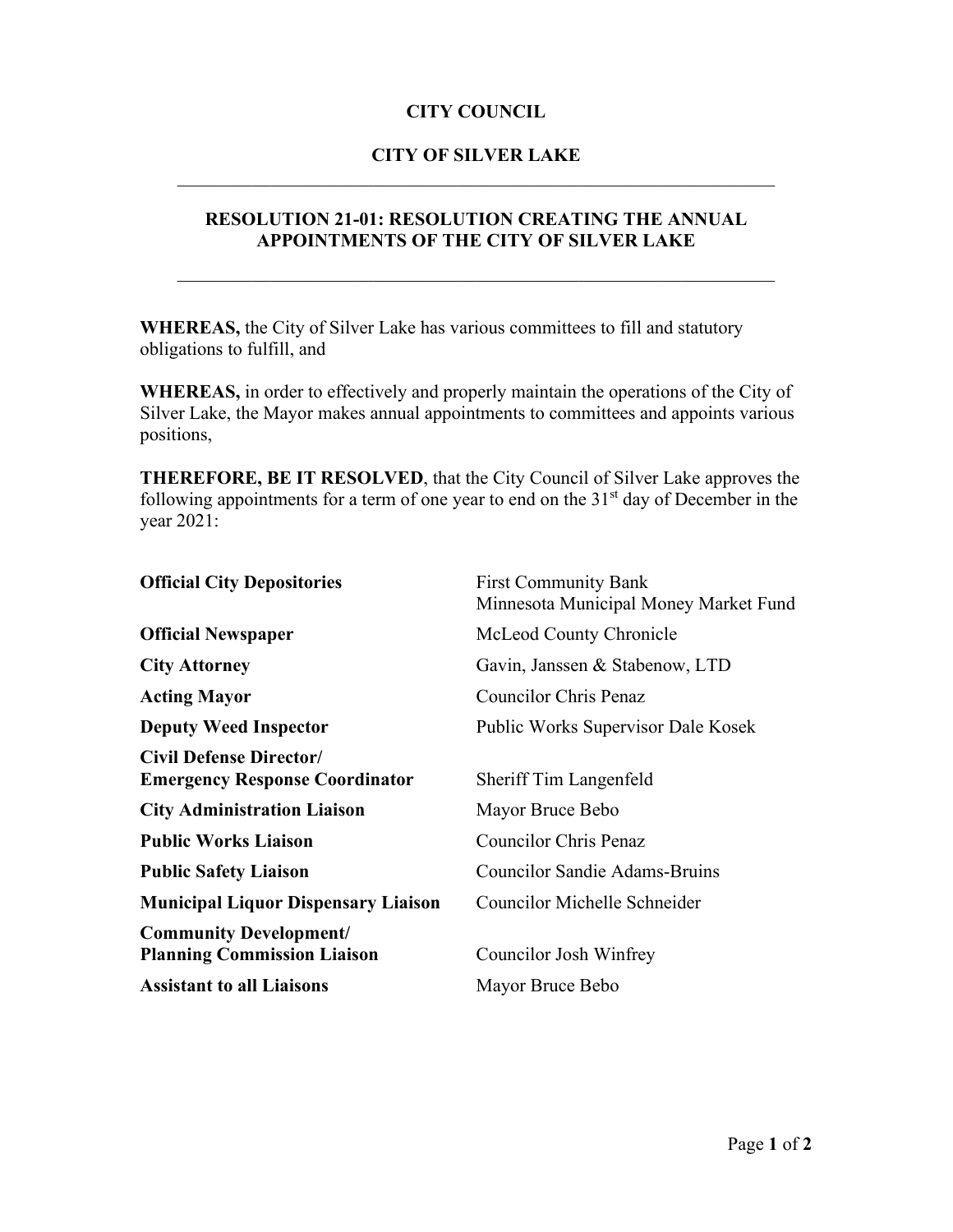# CITY COUNCIL

# CITY OF SILVER LAKE

---

## RESOLUTION 21-01: RESOLUTION CREATING THE ANNUAL APPOINTMENTS OF THE CITY OF SILVER LAKE

---

**WHEREAS,** the City of Silver Lake has various committees to fill and statutory obligations to fulfill, and

**WHEREAS,** in order to effectively and properly maintain the operations of the City of Silver Lake, the Mayor makes annual appointments to committees and appoints various positions,

**THEREFORE, BE IT RESOLVED**, that the City Council of Silver Lake approves the following appointments for a term of one year to end on the 31st day of December in the year 2021:

| | |
|---|---|
| **Official City Depositories** | First Community Bank<br>Minnesota Municipal Money Market Fund |
| **Official Newspaper** | McLeod County Chronicle |
| **City Attorney** | Gavin, Janssen & Stabenow, LTD |
| **Acting Mayor** | Councilor Chris Penaz |
| **Deputy Weed Inspector** | Public Works Supervisor Dale Kosek |
| **Civil Defense Director/ Emergency Response Coordinator** | Sheriff Tim Langenfeld |
| **City Administration Liaison** | Mayor Bruce Bebo |
| **Public Works Liaison** | Councilor Chris Penaz |
| **Public Safety Liaison** | Councilor Sandie Adams-Bruins |
| **Municipal Liquor Dispensary Liaison** | Councilor Michelle Schneider |
| **Community Development/ Planning Commission Liaison** | Councilor Josh Winfrey |
| **Assistant to all Liaisons** | Mayor Bruce Bebo |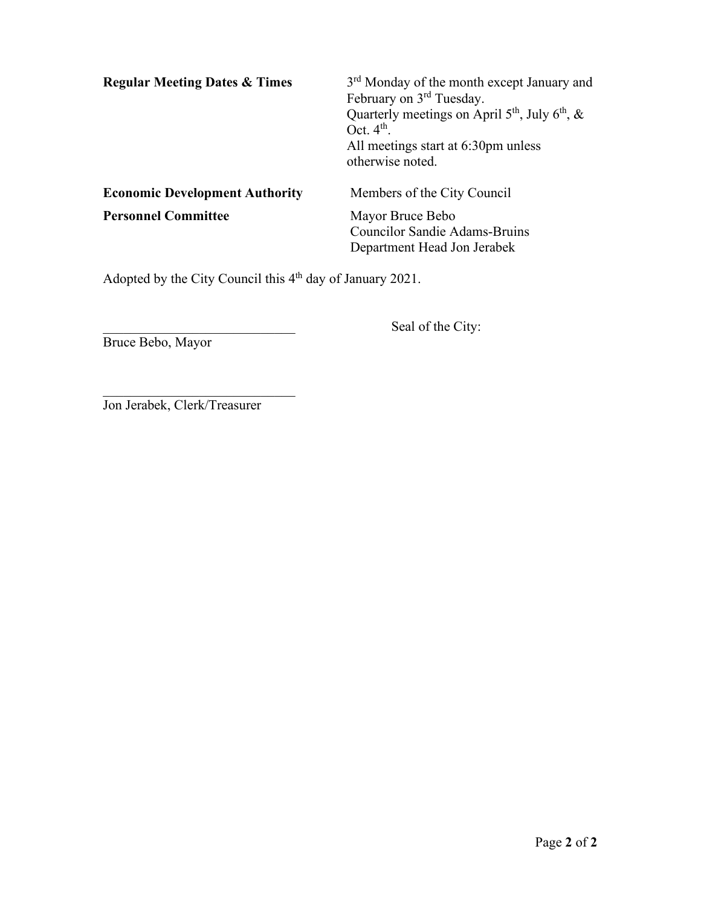| | |
|---|---|
| **Regular Meeting Dates & Times** | 3rd Monday of the month except January and February on 3rd Tuesday.<br>Quarterly meetings on April 5th, July 6th, & Oct. 4th.<br>All meetings start at 6:30pm unless otherwise noted. |
| **Economic Development Authority** | Members of the City Council |
| **Personnel Committee** | Mayor Bruce Bebo<br>Councilor Sandie Adams-Bruins<br>Department Head Jon Jerabek |

Adopted by the City Council this 4th day of January 2021.

\_\_\_\_\_\_\_\_\_\_\_\_\_\_\_\_\_\_\_\_\_\_\_\_\_\_\_\_\_\_
Bruce Bebo, Mayor

Seal of the City:

\_\_\_\_\_\_\_\_\_\_\_\_\_\_\_\_\_\_\_\_\_\_\_\_\_\_\_\_\_\_
Jon Jerabek, Clerk/Treasurer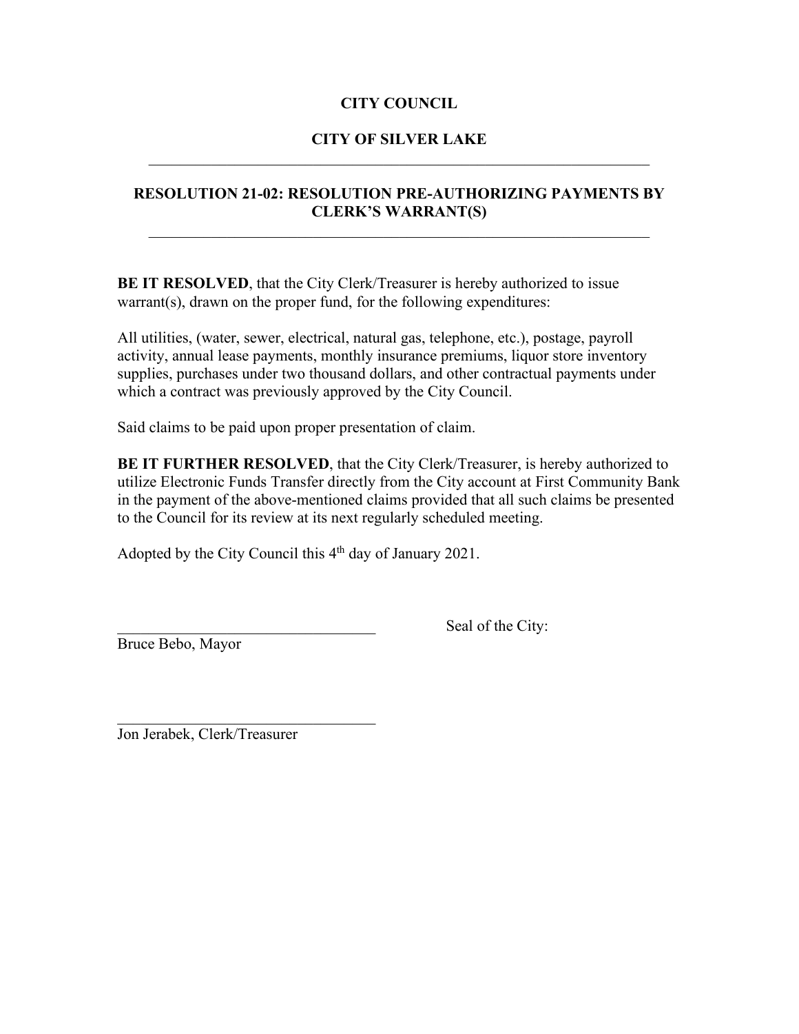**CITY COUNCIL**

**CITY OF SILVER LAKE**

---

**RESOLUTION 21-02: RESOLUTION PRE-AUTHORIZING PAYMENTS BY CLERK'S WARRANT(S)**

---

**BE IT RESOLVED**, that the City Clerk/Treasurer is hereby authorized to issue warrant(s), drawn on the proper fund, for the following expenditures:

All utilities, (water, sewer, electrical, natural gas, telephone, etc.), postage, payroll activity, annual lease payments, monthly insurance premiums, liquor store inventory supplies, purchases under two thousand dollars, and other contractual payments under which a contract was previously approved by the City Council.

Said claims to be paid upon proper presentation of claim.

**BE IT FURTHER RESOLVED**, that the City Clerk/Treasurer, is hereby authorized to utilize Electronic Funds Transfer directly from the City account at First Community Bank in the payment of the above-mentioned claims provided that all such claims be presented to the Council for its review at its next regularly scheduled meeting.

Adopted by the City Council this 4th day of January 2021.

___________________________________
Bruce Bebo, Mayor

Seal of the City:

___________________________________
Jon Jerabek, Clerk/Treasurer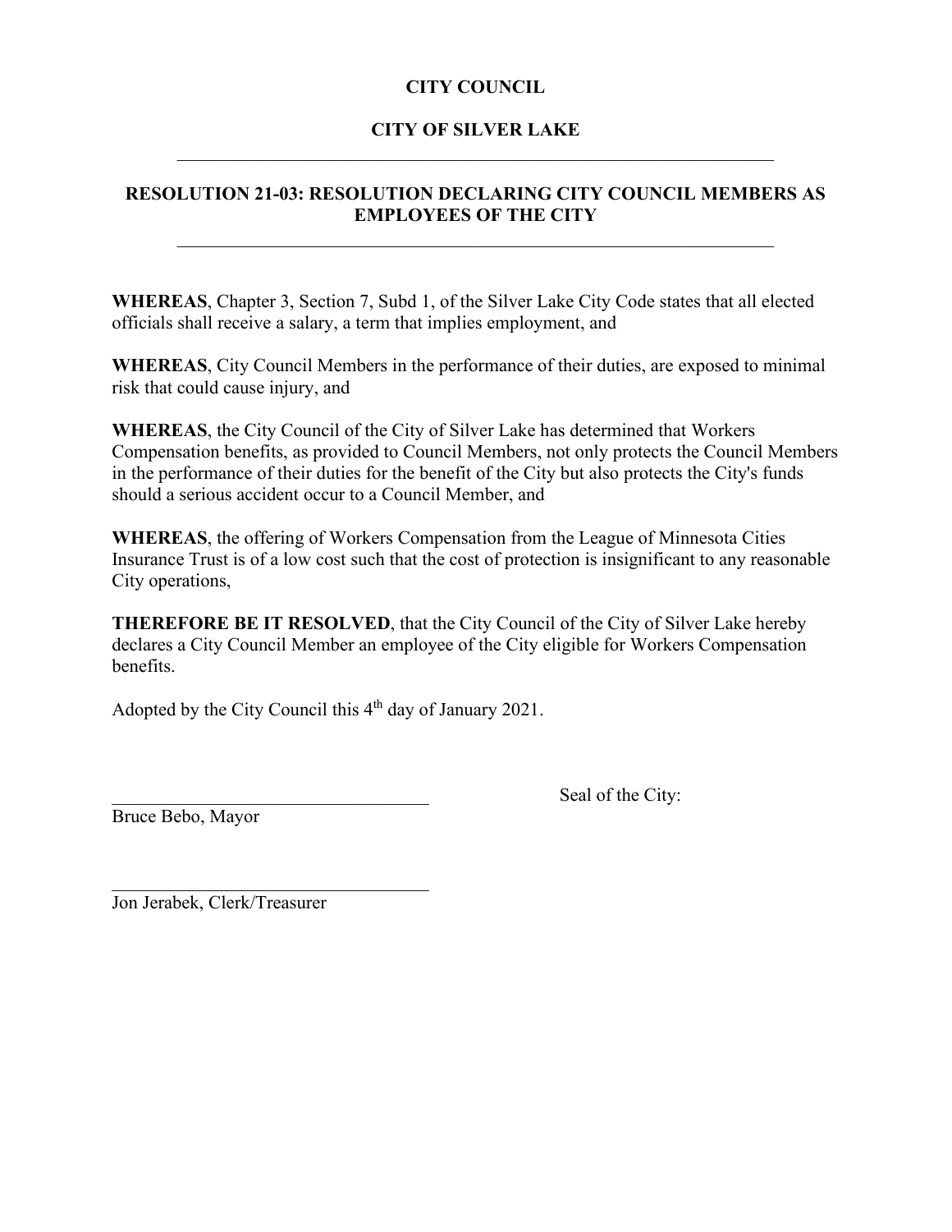**CITY COUNCIL**

**CITY OF SILVER LAKE**

---

## RESOLUTION 21-03: RESOLUTION DECLARING CITY COUNCIL MEMBERS AS EMPLOYEES OF THE CITY

---

**WHEREAS**, Chapter 3, Section 7, Subd 1, of the Silver Lake City Code states that all elected officials shall receive a salary, a term that implies employment, and

**WHEREAS**, City Council Members in the performance of their duties, are exposed to minimal risk that could cause injury, and

**WHEREAS**, the City Council of the City of Silver Lake has determined that Workers Compensation benefits, as provided to Council Members, not only protects the Council Members in the performance of their duties for the benefit of the City but also protects the City's funds should a serious accident occur to a Council Member, and

**WHEREAS**, the offering of Workers Compensation from the League of Minnesota Cities Insurance Trust is of a low cost such that the cost of protection is insignificant to any reasonable City operations,

**THEREFORE BE IT RESOLVED**, that the City Council of the City of Silver Lake hereby declares a City Council Member an employee of the City eligible for Workers Compensation benefits.

Adopted by the City Council this 4th day of January 2021.

\_\_\_\_\_\_\_\_\_\_\_\_\_\_\_\_\_\_\_\_\_\_\_\_\_\_\_\_\_\_\_\_\_\_\_
Bruce Bebo, Mayor

Seal of the City:

\_\_\_\_\_\_\_\_\_\_\_\_\_\_\_\_\_\_\_\_\_\_\_\_\_\_\_\_\_\_\_\_\_\_\_
Jon Jerabek, Clerk/Treasurer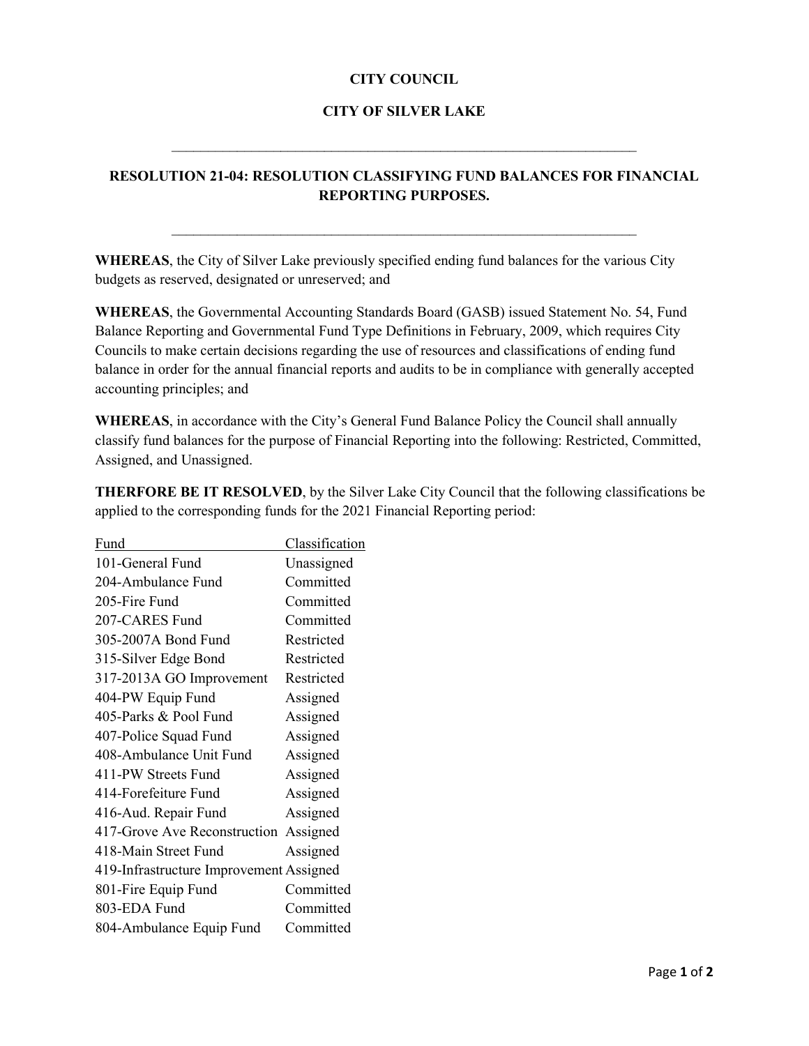**CITY COUNCIL**

**CITY OF SILVER LAKE**

---

**RESOLUTION 21-04: RESOLUTION CLASSIFYING FUND BALANCES FOR FINANCIAL REPORTING PURPOSES.**

---

**WHEREAS**, the City of Silver Lake previously specified ending fund balances for the various City budgets as reserved, designated or unreserved; and

**WHEREAS**, the Governmental Accounting Standards Board (GASB) issued Statement No. 54, Fund Balance Reporting and Governmental Fund Type Definitions in February, 2009, which requires City Councils to make certain decisions regarding the use of resources and classifications of ending fund balance in order for the annual financial reports and audits to be in compliance with generally accepted accounting principles; and

**WHEREAS**, in accordance with the City's General Fund Balance Policy the Council shall annually classify fund balances for the purpose of Financial Reporting into the following: Restricted, Committed, Assigned, and Unassigned.

**THERFORE BE IT RESOLVED**, by the Silver Lake City Council that the following classifications be applied to the corresponding funds for the 2021 Financial Reporting period:

| Fund | Classification |
|---|---|
| 101-General Fund | Unassigned |
| 204-Ambulance Fund | Committed |
| 205-Fire Fund | Committed |
| 207-CARES Fund | Committed |
| 305-2007A Bond Fund | Restricted |
| 315-Silver Edge Bond | Restricted |
| 317-2013A GO Improvement | Restricted |
| 404-PW Equip Fund | Assigned |
| 405-Parks & Pool Fund | Assigned |
| 407-Police Squad Fund | Assigned |
| 408-Ambulance Unit Fund | Assigned |
| 411-PW Streets Fund | Assigned |
| 414-Forefeiture Fund | Assigned |
| 416-Aud. Repair Fund | Assigned |
| 417-Grove Ave Reconstruction | Assigned |
| 418-Main Street Fund | Assigned |
| 419-Infrastructure Improvement | Assigned |
| 801-Fire Equip Fund | Committed |
| 803-EDA Fund | Committed |
| 804-Ambulance Equip Fund | Committed |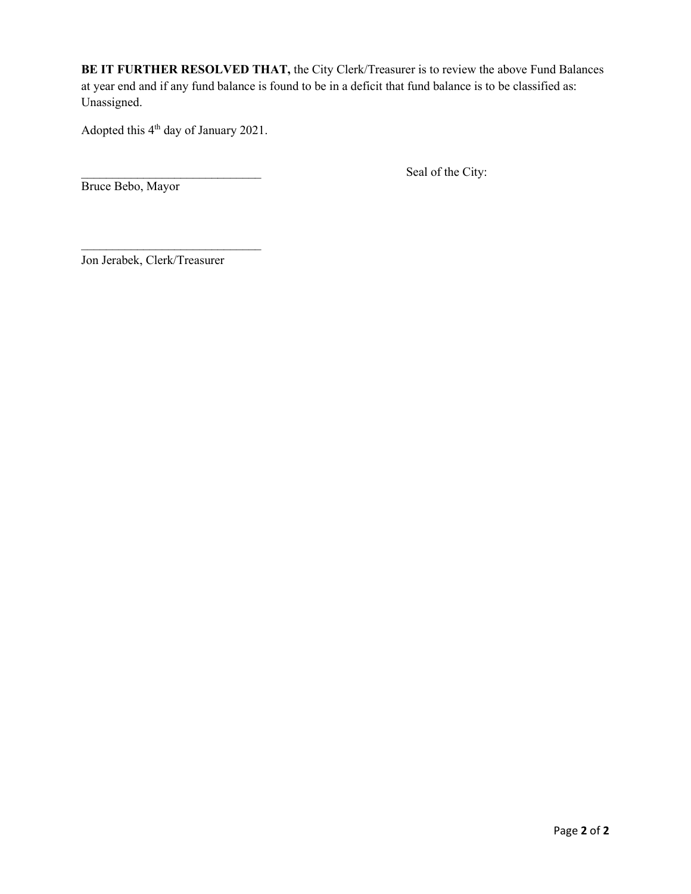**BE IT FURTHER RESOLVED THAT,** the City Clerk/Treasurer is to review the above Fund Balances at year end and if any fund balance is found to be in a deficit that fund balance is to be classified as: Unassigned.

Adopted this 4th day of January 2021.

______________________________
Bruce Bebo, Mayor

Seal of the City:

______________________________
Jon Jerabek, Clerk/Treasurer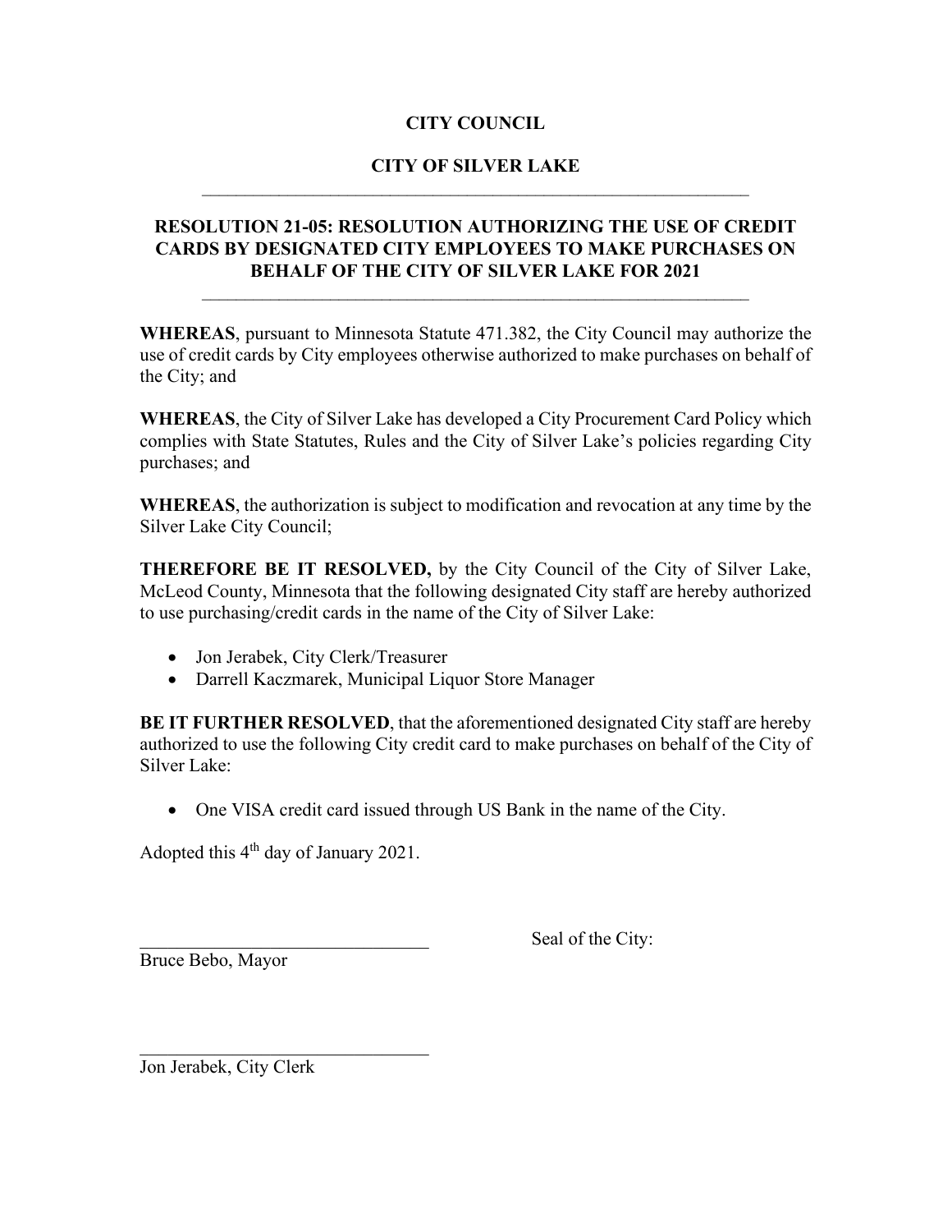**CITY COUNCIL**

**CITY OF SILVER LAKE**

---

**RESOLUTION 21-05: RESOLUTION AUTHORIZING THE USE OF CREDIT CARDS BY DESIGNATED CITY EMPLOYEES TO MAKE PURCHASES ON BEHALF OF THE CITY OF SILVER LAKE FOR 2021**

---

**WHEREAS**, pursuant to Minnesota Statute 471.382, the City Council may authorize the use of credit cards by City employees otherwise authorized to make purchases on behalf of the City; and

**WHEREAS**, the City of Silver Lake has developed a City Procurement Card Policy which complies with State Statutes, Rules and the City of Silver Lake's policies regarding City purchases; and

**WHEREAS**, the authorization is subject to modification and revocation at any time by the Silver Lake City Council;

**THEREFORE BE IT RESOLVED,** by the City Council of the City of Silver Lake, McLeod County, Minnesota that the following designated City staff are hereby authorized to use purchasing/credit cards in the name of the City of Silver Lake:

- Jon Jerabek, City Clerk/Treasurer
- Darrell Kaczmarek, Municipal Liquor Store Manager

**BE IT FURTHER RESOLVED**, that the aforementioned designated City staff are hereby authorized to use the following City credit card to make purchases on behalf of the City of Silver Lake:

- One VISA credit card issued through US Bank in the name of the City.

Adopted this 4th day of January 2021.

\_\_\_\_\_\_\_\_\_\_\_\_\_\_\_\_\_\_\_\_\_\_\_\_\_\_\_\_\_\_\_\_
Bruce Bebo, Mayor

Seal of the City:

\_\_\_\_\_\_\_\_\_\_\_\_\_\_\_\_\_\_\_\_\_\_\_\_\_\_\_\_\_\_\_\_
Jon Jerabek, City Clerk